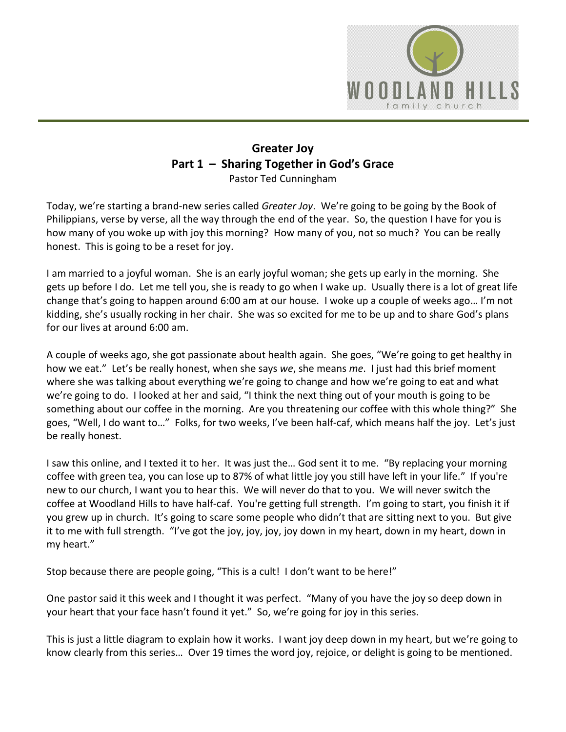# Greater Joy

## Part 1 – Sharing Together in God's Grace

Pastor Ted Cunningham

Today, we're starting a brand-new series called *Greater Joy*. We're going to be going by the Book of Philippians, verse by verse, all the way through the end of the year. So, the question I have for you is how many of you woke up with joy this morning? How many of you, not so much? You can be really honest. This is going to be a reset for joy.

I am married to a joyful woman. She is an early joyful woman; she gets up early in the morning. She gets up before I do. Let me tell you, she is ready to go when I wake up. Usually there is a lot of great life change that's going to happen around 6:00 am at our house. I woke up a couple of weeks ago… I'm not kidding, she's usually rocking in her chair. She was so excited for me to be up and to share God's plans for our lives at around 6:00 am.

A couple of weeks ago, she got passionate about health again. She goes, "We're going to get healthy in how we eat." Let's be really honest, when she says *we*, she means *me*. I just had this brief moment where she was talking about everything we're going to change and how we're going to eat and what we're going to do. I looked at her and said, "I think the next thing out of your mouth is going to be something about our coffee in the morning. Are you threatening our coffee with this whole thing?" She goes, "Well, I do want to…" Folks, for two weeks, I've been half-caf, which means half the joy. Let's just be really honest.

I saw this online, and I texted it to her. It was just the… God sent it to me. "By replacing your morning coffee with green tea, you can lose up to 87% of what little joy you still have left in your life." If you're new to our church, I want you to hear this. We will never do that to you. We will never switch the coffee at Woodland Hills to have half-caf. You're getting full strength. I'm going to start, you finish it if you grew up in church. It's going to scare some people who didn't that are sitting next to you. But give it to me with full strength. "I've got the joy, joy, joy, joy down in my heart, down in my heart, down in my heart."

Stop because there are people going, "This is a cult! I don't want to be here!"

One pastor said it this week and I thought it was perfect. "Many of you have the joy so deep down in your heart that your face hasn't found it yet." So, we're going for joy in this series.

This is just a little diagram to explain how it works. I want joy deep down in my heart, but we're going to know clearly from this series… Over 19 times the word joy, rejoice, or delight is going to be mentioned.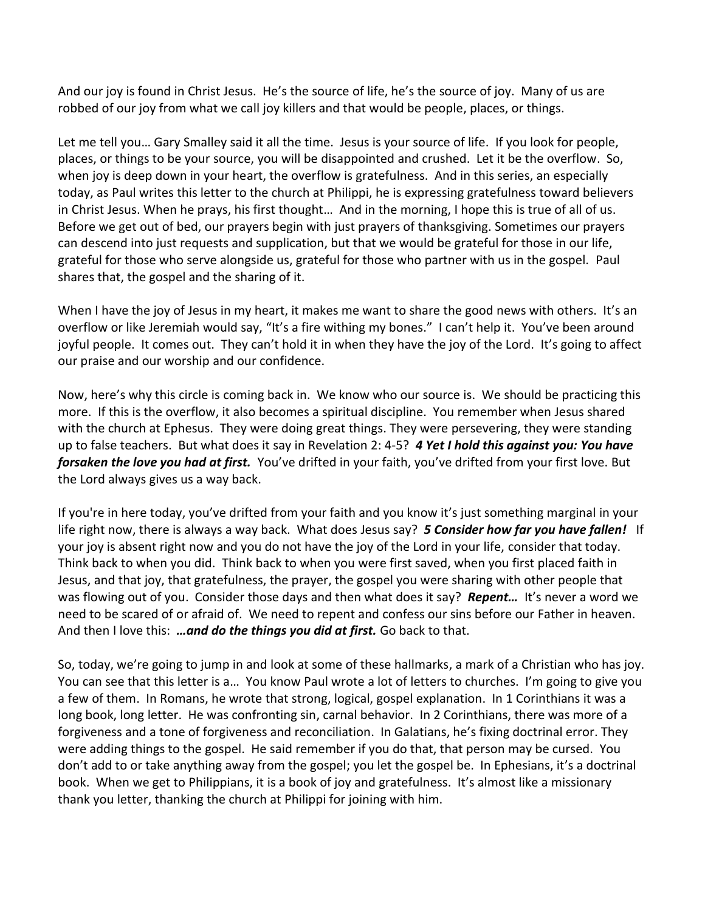And our joy is found in Christ Jesus. He's the source of life, he's the source of joy. Many of us are robbed of our joy from what we call joy killers and that would be people, places, or things.

Let me tell you… Gary Smalley said it all the time. Jesus is your source of life. If you look for people, places, or things to be your source, you will be disappointed and crushed. Let it be the overflow. So, when joy is deep down in your heart, the overflow is gratefulness. And in this series, an especially today, as Paul writes this letter to the church at Philippi, he is expressing gratefulness toward believers in Christ Jesus. When he prays, his first thought… And in the morning, I hope this is true of all of us. Before we get out of bed, our prayers begin with just prayers of thanksgiving. Sometimes our prayers can descend into just requests and supplication, but that we would be grateful for those in our life, grateful for those who serve alongside us, grateful for those who partner with us in the gospel. Paul shares that, the gospel and the sharing of it.

When I have the joy of Jesus in my heart, it makes me want to share the good news with others. It's an overflow or like Jeremiah would say, "It's a fire withing my bones." I can't help it. You've been around joyful people. It comes out. They can't hold it in when they have the joy of the Lord. It's going to affect our praise and our worship and our confidence.

Now, here's why this circle is coming back in. We know who our source is. We should be practicing this more. If this is the overflow, it also becomes a spiritual discipline. You remember when Jesus shared with the church at Ephesus. They were doing great things. They were persevering, they were standing up to false teachers. But what does it say in Revelation 2: 4-5? ***4 Yet I hold this against you: You have forsaken the love you had at first.*** You've drifted in your faith, you've drifted from your first love. But the Lord always gives us a way back.

If you're in here today, you've drifted from your faith and you know it's just something marginal in your life right now, there is always a way back. What does Jesus say? ***5 Consider how far you have fallen!*** If your joy is absent right now and you do not have the joy of the Lord in your life, consider that today. Think back to when you did. Think back to when you were first saved, when you first placed faith in Jesus, and that joy, that gratefulness, the prayer, the gospel you were sharing with other people that was flowing out of you. Consider those days and then what does it say? ***Repent…*** It's never a word we need to be scared of or afraid of. We need to repent and confess our sins before our Father in heaven. And then I love this: ***…and do the things you did at first.*** Go back to that.

So, today, we're going to jump in and look at some of these hallmarks, a mark of a Christian who has joy. You can see that this letter is a… You know Paul wrote a lot of letters to churches. I'm going to give you a few of them. In Romans, he wrote that strong, logical, gospel explanation. In 1 Corinthians it was a long book, long letter. He was confronting sin, carnal behavior. In 2 Corinthians, there was more of a forgiveness and a tone of forgiveness and reconciliation. In Galatians, he's fixing doctrinal error. They were adding things to the gospel. He said remember if you do that, that person may be cursed. You don't add to or take anything away from the gospel; you let the gospel be. In Ephesians, it's a doctrinal book. When we get to Philippians, it is a book of joy and gratefulness. It's almost like a missionary thank you letter, thanking the church at Philippi for joining with him.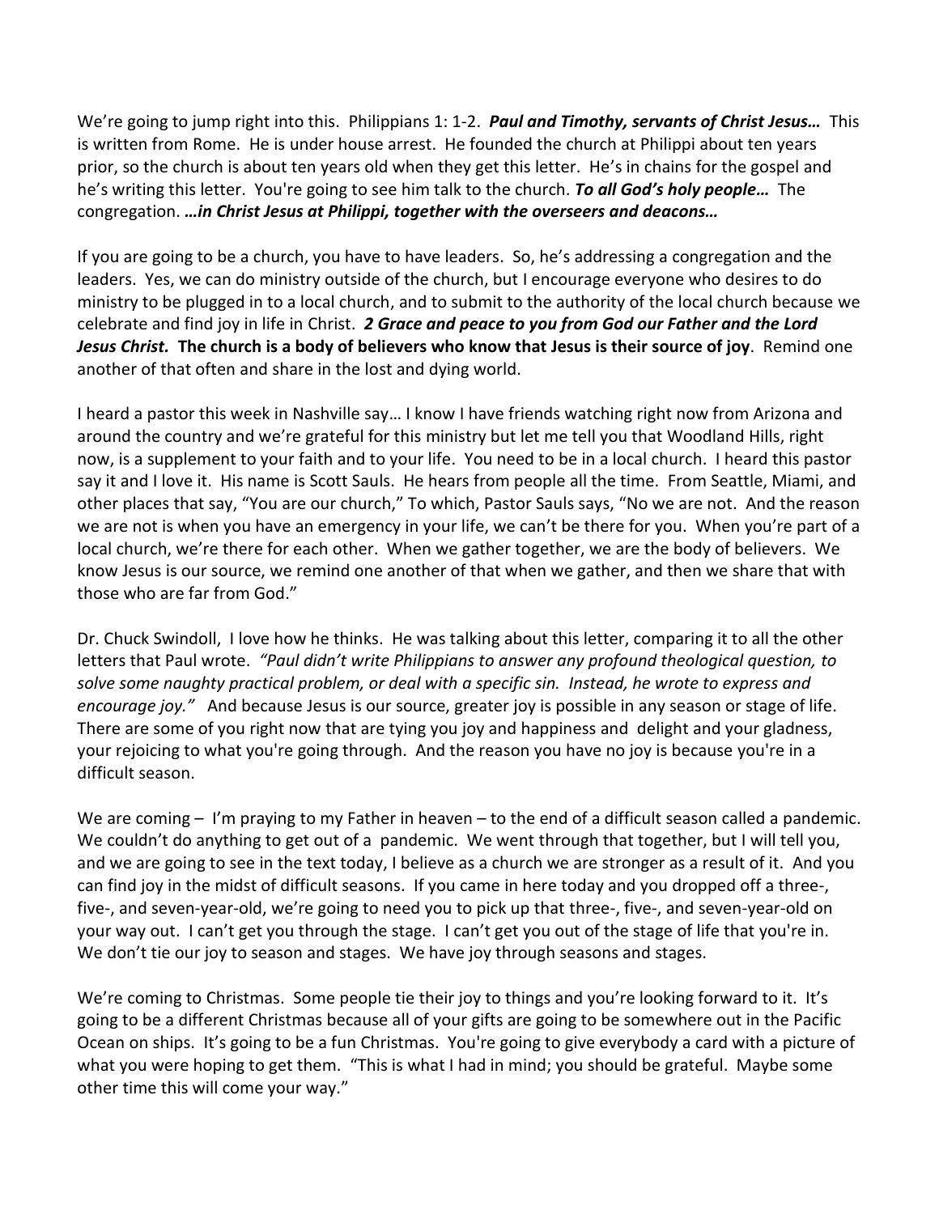We're going to jump right into this. Philippians 1: 1-2. ***Paul and Timothy, servants of Christ Jesus…*** This is written from Rome. He is under house arrest. He founded the church at Philippi about ten years prior, so the church is about ten years old when they get this letter. He's in chains for the gospel and he's writing this letter. You're going to see him talk to the church. ***To all God's holy people…*** The congregation. ***…in Christ Jesus at Philippi, together with the overseers and deacons…***

If you are going to be a church, you have to have leaders. So, he's addressing a congregation and the leaders. Yes, we can do ministry outside of the church, but I encourage everyone who desires to do ministry to be plugged in to a local church, and to submit to the authority of the local church because we celebrate and find joy in life in Christ. ***2 Grace and peace to you from God our Father and the Lord Jesus Christ.*** **The church is a body of believers who know that Jesus is their source of joy**. Remind one another of that often and share in the lost and dying world.

I heard a pastor this week in Nashville say… I know I have friends watching right now from Arizona and around the country and we're grateful for this ministry but let me tell you that Woodland Hills, right now, is a supplement to your faith and to your life. You need to be in a local church. I heard this pastor say it and I love it. His name is Scott Sauls. He hears from people all the time. From Seattle, Miami, and other places that say, "You are our church," To which, Pastor Sauls says, "No we are not. And the reason we are not is when you have an emergency in your life, we can't be there for you. When you're part of a local church, we're there for each other. When we gather together, we are the body of believers. We know Jesus is our source, we remind one another of that when we gather, and then we share that with those who are far from God."

Dr. Chuck Swindoll, I love how he thinks. He was talking about this letter, comparing it to all the other letters that Paul wrote. *"Paul didn't write Philippians to answer any profound theological question, to solve some naughty practical problem, or deal with a specific sin. Instead, he wrote to express and encourage joy."* And because Jesus is our source, greater joy is possible in any season or stage of life. There are some of you right now that are tying you joy and happiness and delight and your gladness, your rejoicing to what you're going through. And the reason you have no joy is because you're in a difficult season.

We are coming – I'm praying to my Father in heaven – to the end of a difficult season called a pandemic. We couldn't do anything to get out of a pandemic. We went through that together, but I will tell you, and we are going to see in the text today, I believe as a church we are stronger as a result of it. And you can find joy in the midst of difficult seasons. If you came in here today and you dropped off a three-, five-, and seven-year-old, we're going to need you to pick up that three-, five-, and seven-year-old on your way out. I can't get you through the stage. I can't get you out of the stage of life that you're in. We don't tie our joy to season and stages. We have joy through seasons and stages.

We're coming to Christmas. Some people tie their joy to things and you're looking forward to it. It's going to be a different Christmas because all of your gifts are going to be somewhere out in the Pacific Ocean on ships. It's going to be a fun Christmas. You're going to give everybody a card with a picture of what you were hoping to get them. "This is what I had in mind; you should be grateful. Maybe some other time this will come your way."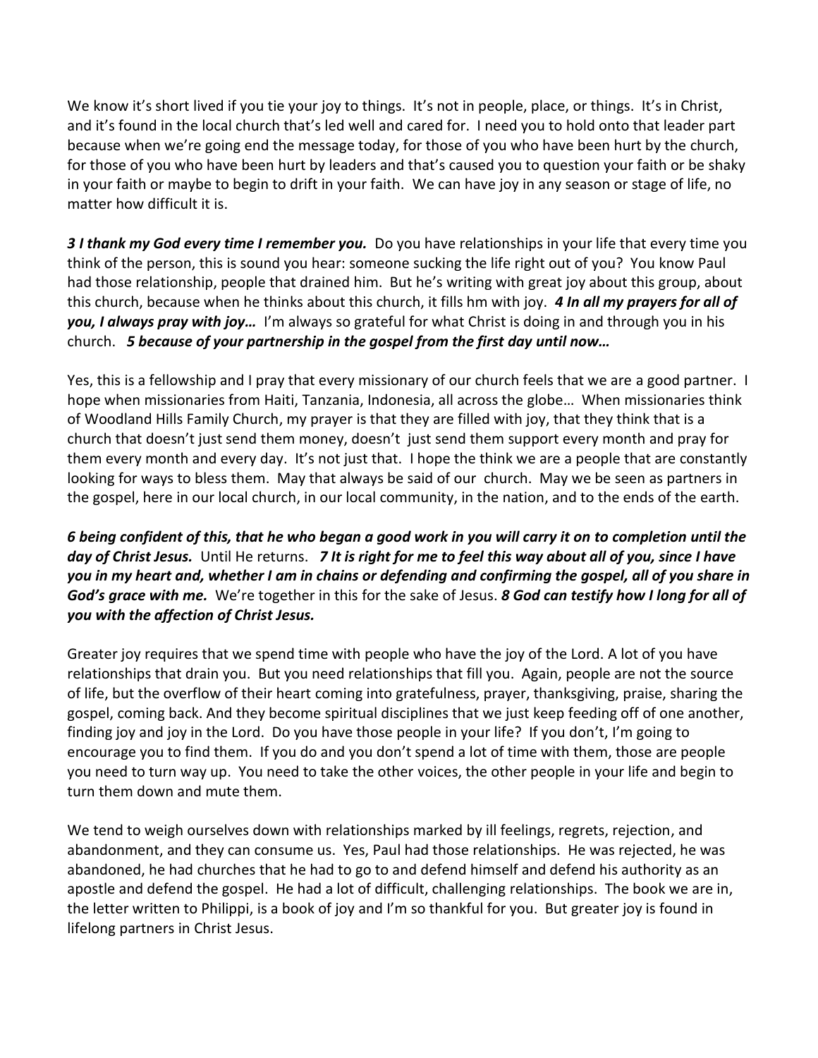We know it's short lived if you tie your joy to things. It's not in people, place, or things. It's in Christ, and it's found in the local church that's led well and cared for. I need you to hold onto that leader part because when we're going end the message today, for those of you who have been hurt by the church, for those of you who have been hurt by leaders and that's caused you to question your faith or be shaky in your faith or maybe to begin to drift in your faith. We can have joy in any season or stage of life, no matter how difficult it is.

***3 I thank my God every time I remember you.*** Do you have relationships in your life that every time you think of the person, this is sound you hear: someone sucking the life right out of you? You know Paul had those relationship, people that drained him. But he's writing with great joy about this group, about this church, because when he thinks about this church, it fills hm with joy. ***4 In all my prayers for all of you, I always pray with joy…*** I'm always so grateful for what Christ is doing in and through you in his church. ***5 because of your partnership in the gospel from the first day until now…***

Yes, this is a fellowship and I pray that every missionary of our church feels that we are a good partner. I hope when missionaries from Haiti, Tanzania, Indonesia, all across the globe… When missionaries think of Woodland Hills Family Church, my prayer is that they are filled with joy, that they think that is a church that doesn't just send them money, doesn't just send them support every month and pray for them every month and every day. It's not just that. I hope the think we are a people that are constantly looking for ways to bless them. May that always be said of our church. May we be seen as partners in the gospel, here in our local church, in our local community, in the nation, and to the ends of the earth.

***6 being confident of this, that he who began a good work in you will carry it on to completion until the day of Christ Jesus.*** Until He returns. ***7 It is right for me to feel this way about all of you, since I have you in my heart and, whether I am in chains or defending and confirming the gospel, all of you share in God's grace with me.*** We're together in this for the sake of Jesus. ***8 God can testify how I long for all of you with the affection of Christ Jesus.***

Greater joy requires that we spend time with people who have the joy of the Lord. A lot of you have relationships that drain you. But you need relationships that fill you. Again, people are not the source of life, but the overflow of their heart coming into gratefulness, prayer, thanksgiving, praise, sharing the gospel, coming back. And they become spiritual disciplines that we just keep feeding off of one another, finding joy and joy in the Lord. Do you have those people in your life? If you don't, I'm going to encourage you to find them. If you do and you don't spend a lot of time with them, those are people you need to turn way up. You need to take the other voices, the other people in your life and begin to turn them down and mute them.

We tend to weigh ourselves down with relationships marked by ill feelings, regrets, rejection, and abandonment, and they can consume us. Yes, Paul had those relationships. He was rejected, he was abandoned, he had churches that he had to go to and defend himself and defend his authority as an apostle and defend the gospel. He had a lot of difficult, challenging relationships. The book we are in, the letter written to Philippi, is a book of joy and I'm so thankful for you. But greater joy is found in lifelong partners in Christ Jesus.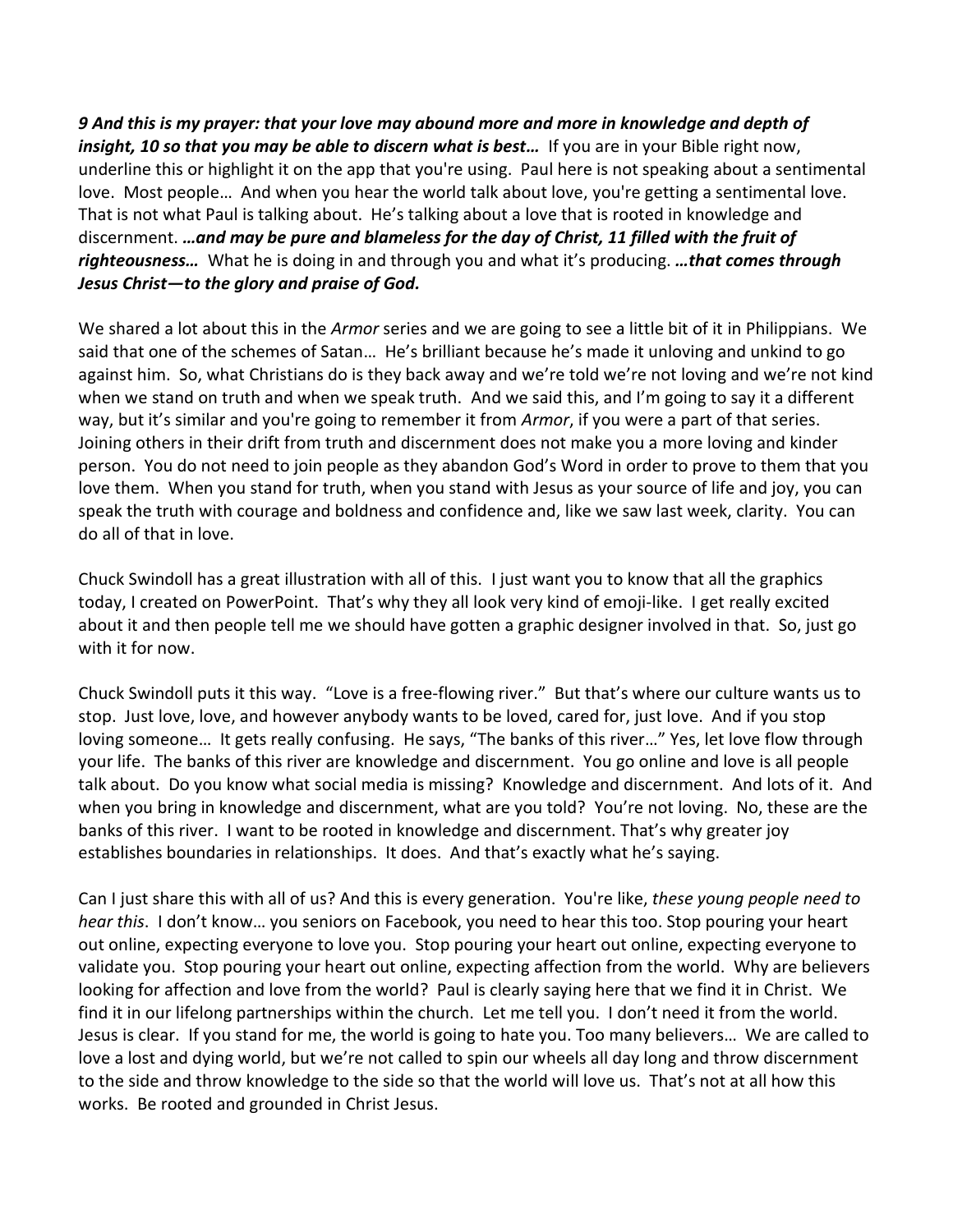***9 And this is my prayer: that your love may abound more and more in knowledge and depth of insight, 10 so that you may be able to discern what is best…*** If you are in your Bible right now, underline this or highlight it on the app that you're using. Paul here is not speaking about a sentimental love. Most people… And when you hear the world talk about love, you're getting a sentimental love. That is not what Paul is talking about. He's talking about a love that is rooted in knowledge and discernment. ***…and may be pure and blameless for the day of Christ, 11 filled with the fruit of righteousness…*** What he is doing in and through you and what it's producing. ***…that comes through Jesus Christ—to the glory and praise of God.***

We shared a lot about this in the *Armor* series and we are going to see a little bit of it in Philippians. We said that one of the schemes of Satan… He's brilliant because he's made it unloving and unkind to go against him. So, what Christians do is they back away and we're told we're not loving and we're not kind when we stand on truth and when we speak truth. And we said this, and I'm going to say it a different way, but it's similar and you're going to remember it from *Armor*, if you were a part of that series. Joining others in their drift from truth and discernment does not make you a more loving and kinder person. You do not need to join people as they abandon God's Word in order to prove to them that you love them. When you stand for truth, when you stand with Jesus as your source of life and joy, you can speak the truth with courage and boldness and confidence and, like we saw last week, clarity. You can do all of that in love.

Chuck Swindoll has a great illustration with all of this. I just want you to know that all the graphics today, I created on PowerPoint. That's why they all look very kind of emoji-like. I get really excited about it and then people tell me we should have gotten a graphic designer involved in that. So, just go with it for now.

Chuck Swindoll puts it this way. "Love is a free-flowing river." But that's where our culture wants us to stop. Just love, love, and however anybody wants to be loved, cared for, just love. And if you stop loving someone… It gets really confusing. He says, "The banks of this river…" Yes, let love flow through your life. The banks of this river are knowledge and discernment. You go online and love is all people talk about. Do you know what social media is missing? Knowledge and discernment. And lots of it. And when you bring in knowledge and discernment, what are you told? You're not loving. No, these are the banks of this river. I want to be rooted in knowledge and discernment. That's why greater joy establishes boundaries in relationships. It does. And that's exactly what he's saying.

Can I just share this with all of us? And this is every generation. You're like, *these young people need to hear this*. I don't know… you seniors on Facebook, you need to hear this too. Stop pouring your heart out online, expecting everyone to love you. Stop pouring your heart out online, expecting everyone to validate you. Stop pouring your heart out online, expecting affection from the world. Why are believers looking for affection and love from the world? Paul is clearly saying here that we find it in Christ. We find it in our lifelong partnerships within the church. Let me tell you. I don't need it from the world. Jesus is clear. If you stand for me, the world is going to hate you. Too many believers… We are called to love a lost and dying world, but we're not called to spin our wheels all day long and throw discernment to the side and throw knowledge to the side so that the world will love us. That's not at all how this works. Be rooted and grounded in Christ Jesus.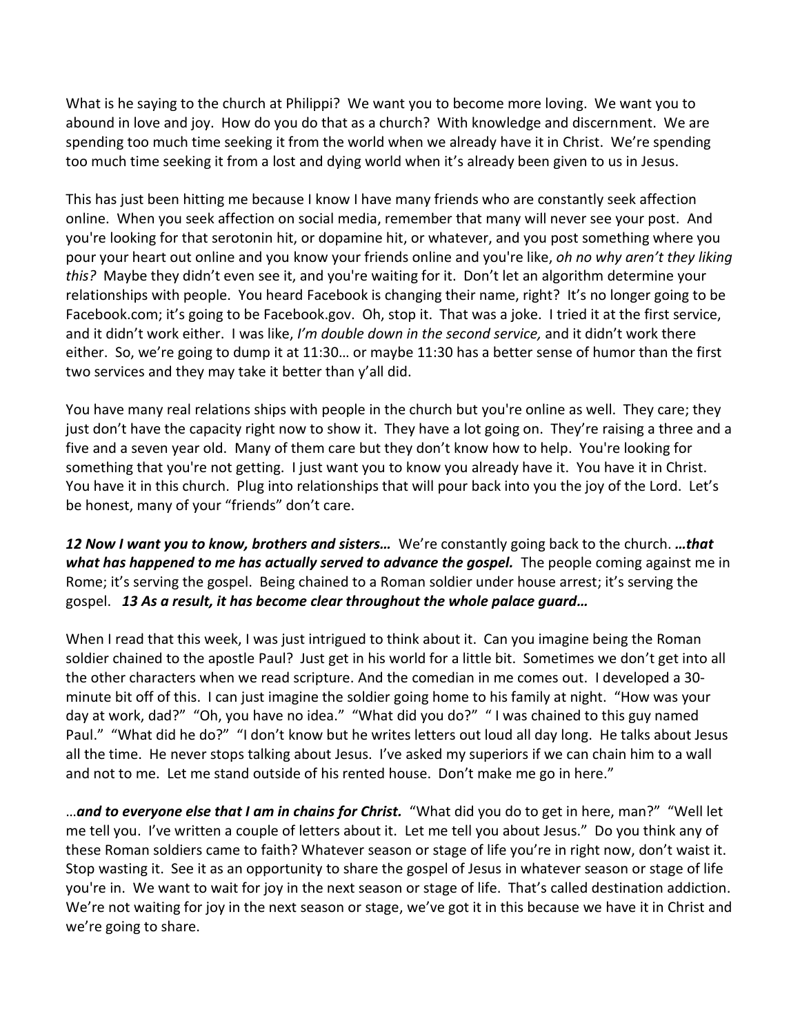What is he saying to the church at Philippi? We want you to become more loving. We want you to abound in love and joy. How do you do that as a church? With knowledge and discernment. We are spending too much time seeking it from the world when we already have it in Christ. We're spending too much time seeking it from a lost and dying world when it's already been given to us in Jesus.

This has just been hitting me because I know I have many friends who are constantly seek affection online. When you seek affection on social media, remember that many will never see your post. And you're looking for that serotonin hit, or dopamine hit, or whatever, and you post something where you pour your heart out online and you know your friends online and you're like, *oh no why aren't they liking this?* Maybe they didn't even see it, and you're waiting for it. Don't let an algorithm determine your relationships with people. You heard Facebook is changing their name, right? It's no longer going to be Facebook.com; it's going to be Facebook.gov. Oh, stop it. That was a joke. I tried it at the first service, and it didn't work either. I was like, *I'm double down in the second service,* and it didn't work there either. So, we're going to dump it at 11:30… or maybe 11:30 has a better sense of humor than the first two services and they may take it better than y'all did.

You have many real relations ships with people in the church but you're online as well. They care; they just don't have the capacity right now to show it. They have a lot going on. They're raising a three and a five and a seven year old. Many of them care but they don't know how to help. You're looking for something that you're not getting. I just want you to know you already have it. You have it in Christ. You have it in this church. Plug into relationships that will pour back into you the joy of the Lord. Let's be honest, many of your "friends" don't care.

***12 Now I want you to know, brothers and sisters…*** We're constantly going back to the church. ***…that what has happened to me has actually served to advance the gospel.*** The people coming against me in Rome; it's serving the gospel. Being chained to a Roman soldier under house arrest; it's serving the gospel. ***13 As a result, it has become clear throughout the whole palace guard…***

When I read that this week, I was just intrigued to think about it. Can you imagine being the Roman soldier chained to the apostle Paul? Just get in his world for a little bit. Sometimes we don't get into all the other characters when we read scripture. And the comedian in me comes out. I developed a 30-minute bit off of this. I can just imagine the soldier going home to his family at night. "How was your day at work, dad?" "Oh, you have no idea." "What did you do?" " I was chained to this guy named Paul." "What did he do?" "I don't know but he writes letters out loud all day long. He talks about Jesus all the time. He never stops talking about Jesus. I've asked my superiors if we can chain him to a wall and not to me. Let me stand outside of his rented house. Don't make me go in here."

…***and to everyone else that I am in chains for Christ.*** "What did you do to get in here, man?" "Well let me tell you. I've written a couple of letters about it. Let me tell you about Jesus." Do you think any of these Roman soldiers came to faith? Whatever season or stage of life you're in right now, don't waist it. Stop wasting it. See it as an opportunity to share the gospel of Jesus in whatever season or stage of life you're in. We want to wait for joy in the next season or stage of life. That's called destination addiction. We're not waiting for joy in the next season or stage, we've got it in this because we have it in Christ and we're going to share.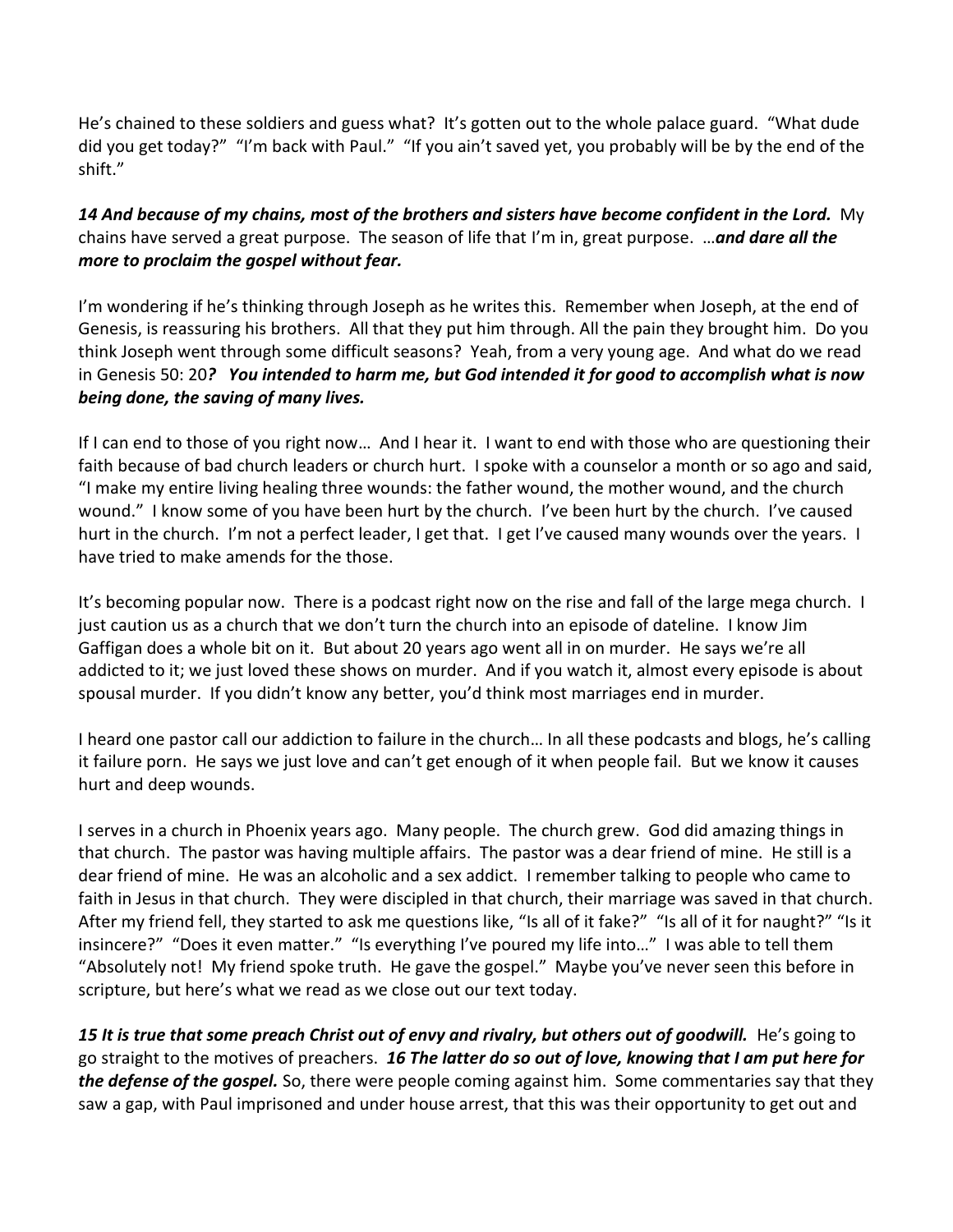He's chained to these soldiers and guess what? It's gotten out to the whole palace guard. "What dude did you get today?" "I'm back with Paul." "If you ain't saved yet, you probably will be by the end of the shift."

***14 And because of my chains, most of the brothers and sisters have become confident in the Lord.*** My chains have served a great purpose. The season of life that I'm in, great purpose. …***and dare all the more to proclaim the gospel without fear.***

I'm wondering if he's thinking through Joseph as he writes this. Remember when Joseph, at the end of Genesis, is reassuring his brothers. All that they put him through. All the pain they brought him. Do you think Joseph went through some difficult seasons? Yeah, from a very young age. And what do we read in Genesis 50: 20***? You intended to harm me, but God intended it for good to accomplish what is now being done, the saving of many lives.***

If I can end to those of you right now… And I hear it. I want to end with those who are questioning their faith because of bad church leaders or church hurt. I spoke with a counselor a month or so ago and said, "I make my entire living healing three wounds: the father wound, the mother wound, and the church wound." I know some of you have been hurt by the church. I've been hurt by the church. I've caused hurt in the church. I'm not a perfect leader, I get that. I get I've caused many wounds over the years. I have tried to make amends for the those.

It's becoming popular now. There is a podcast right now on the rise and fall of the large mega church. I just caution us as a church that we don't turn the church into an episode of dateline. I know Jim Gaffigan does a whole bit on it. But about 20 years ago went all in on murder. He says we're all addicted to it; we just loved these shows on murder. And if you watch it, almost every episode is about spousal murder. If you didn't know any better, you'd think most marriages end in murder.

I heard one pastor call our addiction to failure in the church… In all these podcasts and blogs, he's calling it failure porn. He says we just love and can't get enough of it when people fail. But we know it causes hurt and deep wounds.

I serves in a church in Phoenix years ago. Many people. The church grew. God did amazing things in that church. The pastor was having multiple affairs. The pastor was a dear friend of mine. He still is a dear friend of mine. He was an alcoholic and a sex addict. I remember talking to people who came to faith in Jesus in that church. They were discipled in that church, their marriage was saved in that church. After my friend fell, they started to ask me questions like, "Is all of it fake?" "Is all of it for naught?" "Is it insincere?" "Does it even matter." "Is everything I've poured my life into…" I was able to tell them "Absolutely not! My friend spoke truth. He gave the gospel." Maybe you've never seen this before in scripture, but here's what we read as we close out our text today.

***15 It is true that some preach Christ out of envy and rivalry, but others out of goodwill.*** He's going to go straight to the motives of preachers. ***16 The latter do so out of love, knowing that I am put here for the defense of the gospel.*** So, there were people coming against him. Some commentaries say that they saw a gap, with Paul imprisoned and under house arrest, that this was their opportunity to get out and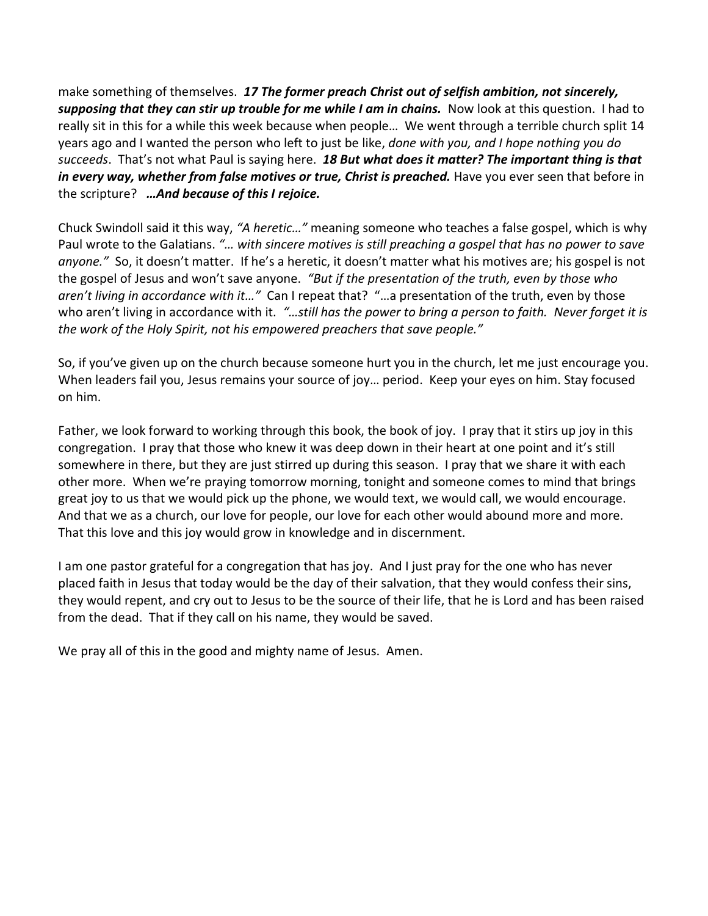make something of themselves. ***17 The former preach Christ out of selfish ambition, not sincerely, supposing that they can stir up trouble for me while I am in chains.*** Now look at this question. I had to really sit in this for a while this week because when people… We went through a terrible church split 14 years ago and I wanted the person who left to just be like, *done with you, and I hope nothing you do succeeds*. That's not what Paul is saying here. ***18 But what does it matter? The important thing is that in every way, whether from false motives or true, Christ is preached.*** Have you ever seen that before in the scripture? ***…And because of this I rejoice.***

Chuck Swindoll said it this way, *"A heretic…"* meaning someone who teaches a false gospel, which is why Paul wrote to the Galatians. *"… with sincere motives is still preaching a gospel that has no power to save anyone."* So, it doesn't matter. If he's a heretic, it doesn't matter what his motives are; his gospel is not the gospel of Jesus and won't save anyone. *"But if the presentation of the truth, even by those who aren't living in accordance with it…"* Can I repeat that? "…a presentation of the truth, even by those who aren't living in accordance with it. *"…still has the power to bring a person to faith. Never forget it is the work of the Holy Spirit, not his empowered preachers that save people."*

So, if you've given up on the church because someone hurt you in the church, let me just encourage you. When leaders fail you, Jesus remains your source of joy… period. Keep your eyes on him. Stay focused on him.

Father, we look forward to working through this book, the book of joy. I pray that it stirs up joy in this congregation. I pray that those who knew it was deep down in their heart at one point and it's still somewhere in there, but they are just stirred up during this season. I pray that we share it with each other more. When we're praying tomorrow morning, tonight and someone comes to mind that brings great joy to us that we would pick up the phone, we would text, we would call, we would encourage. And that we as a church, our love for people, our love for each other would abound more and more. That this love and this joy would grow in knowledge and in discernment.

I am one pastor grateful for a congregation that has joy. And I just pray for the one who has never placed faith in Jesus that today would be the day of their salvation, that they would confess their sins, they would repent, and cry out to Jesus to be the source of their life, that he is Lord and has been raised from the dead. That if they call on his name, they would be saved.

We pray all of this in the good and mighty name of Jesus. Amen.